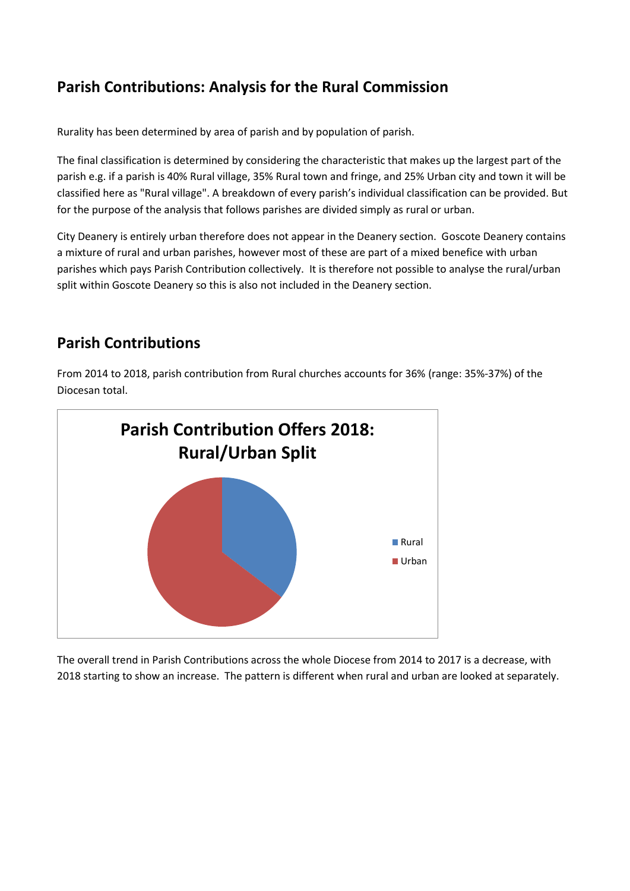## Parish Contributions: Analysis for the Rural Commission

Rurality has been determined by area of parish and by population of parish.

The final classification is determined by considering the characteristic that makes up the largest part of the parish e.g. if a parish is 40% Rural village, 35% Rural town and fringe, and 25% Urban city and town it will be classified here as "Rural village". A breakdown of every parish's individual classification can be provided. But for the purpose of the analysis that follows parishes are divided simply as rural or urban.

City Deanery is entirely urban therefore does not appear in the Deanery section. Goscote Deanery contains a mixture of rural and urban parishes, however most of these are part of a mixed benefice with urban parishes which pays Parish Contribution collectively. It is therefore not possible to analyse the rural/urban split within Goscote Deanery so this is also not included in the Deanery section.

## Parish Contributions

From 2014 to 2018, parish contribution from Rural churches accounts for 36% (range: 35%-37%) of the Diocesan total.

**Parish Contribution Offers 2018: Rural/Urban Split**

- Rural
- Urban

The overall trend in Parish Contributions across the whole Diocese from 2014 to 2017 is a decrease, with 2018 starting to show an increase. The pattern is different when rural and urban are looked at separately.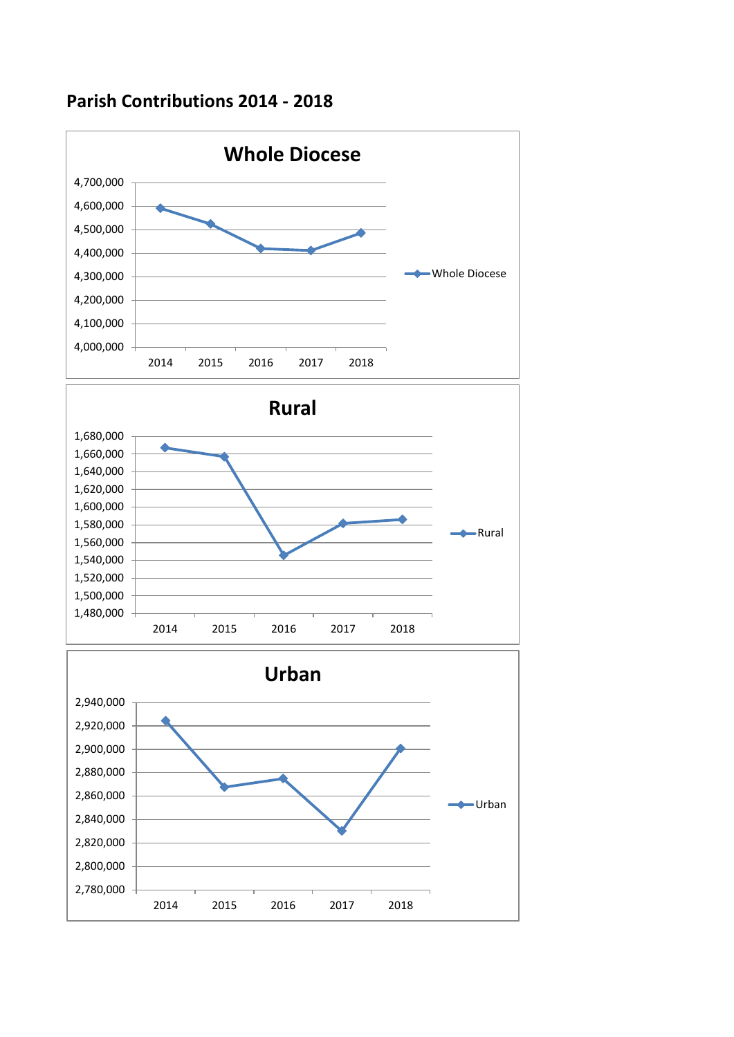## Parish Contributions 2014 - 2018

**Whole Diocese**

4,700,000
4,600,000
4,500,000
4,400,000
4,300,000
4,200,000
4,100,000
4,000,000

2014 2015 2016 2017 2018

Whole Diocese

**Rural**

1,680,000
1,660,000
1,640,000
1,620,000
1,600,000
1,580,000
1,560,000
1,540,000
1,520,000
1,500,000
1,480,000

2014 2015 2016 2017 2018

Rural

**Urban**

2,940,000
2,920,000
2,900,000
2,880,000
2,860,000
2,840,000
2,820,000
2,800,000
2,780,000

2014 2015 2016 2017 2018

Urban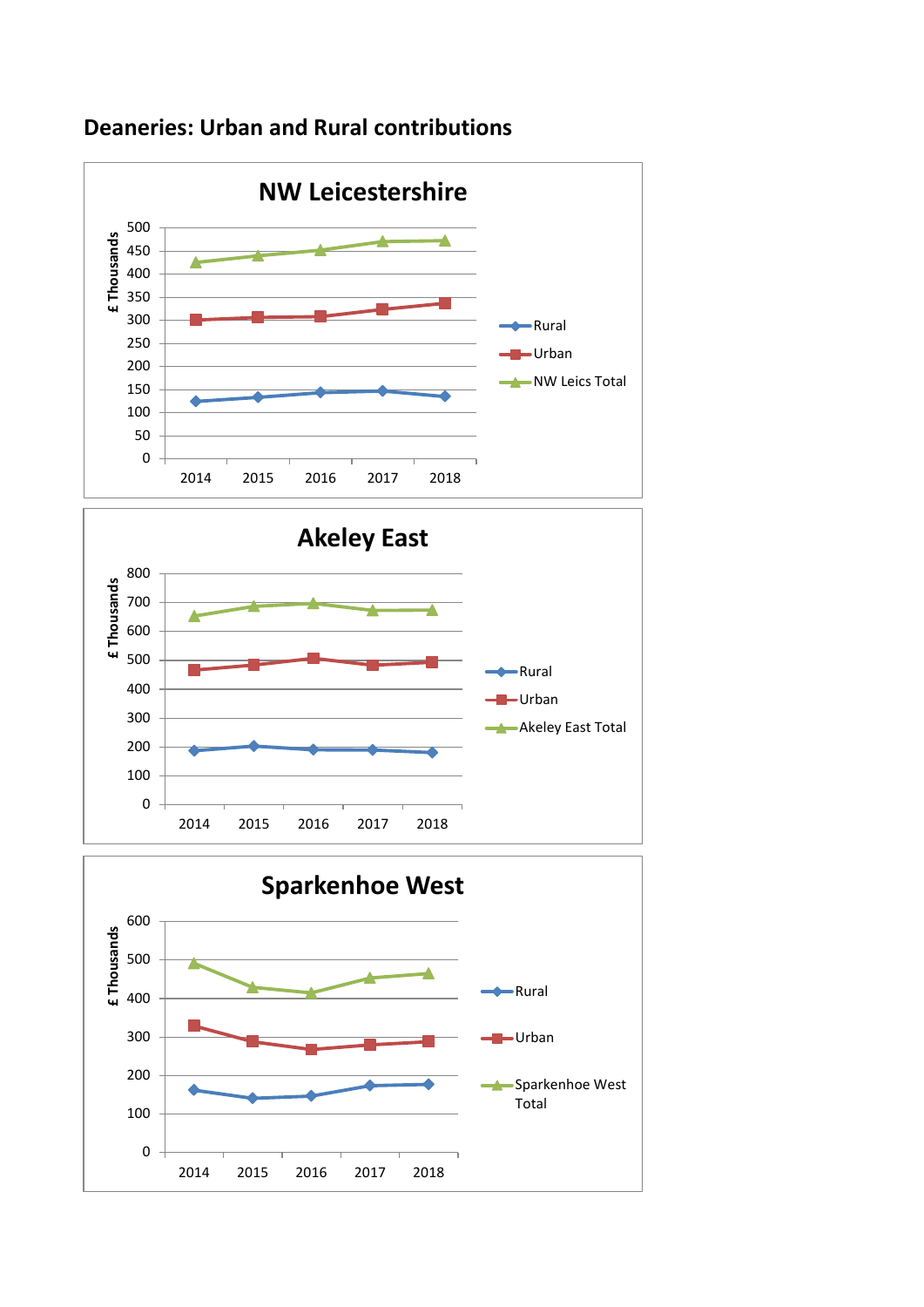## Deaneries: Urban and Rural contributions

### NW Leicestershire

£ Thousands

500, 450, 400, 350, 300, 250, 200, 150, 100, 50, 0

2014, 2015, 2016, 2017, 2018

- Rural
- Urban
- NW Leics Total

### Akeley East

£ Thousands

800, 700, 600, 500, 400, 300, 200, 100, 0

2014, 2015, 2016, 2017, 2018

- Rural
- Urban
- Akeley East Total

### Sparkenhoe West

£ Thousands

600, 500, 400, 300, 200, 100, 0

2014, 2015, 2016, 2017, 2018

- Rural
- Urban
- Sparkenhoe West Total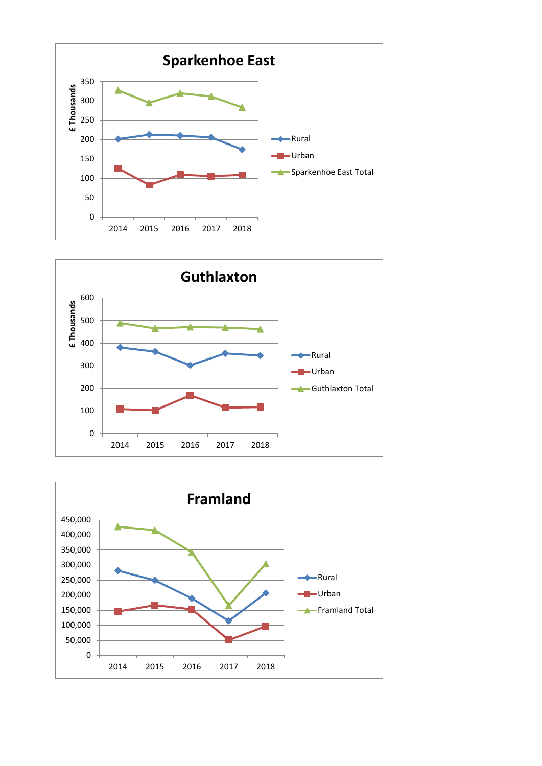## Sparkenhoe East

£ Thousands

350
300
250
200
150
100
50
0

2014 2015 2016 2017 2018

Rural
Urban
Sparkenhoe East Total

## Guthlaxton

£ Thousands

600
500
400
300
200
100
0

2014 2015 2016 2017 2018

Rural
Urban
Guthlaxton Total

## Framland

450,000
400,000
350,000
300,000
250,000
200,000
150,000
100,000
50,000
0

2014 2015 2016 2017 2018

Rural
Urban
Framland Total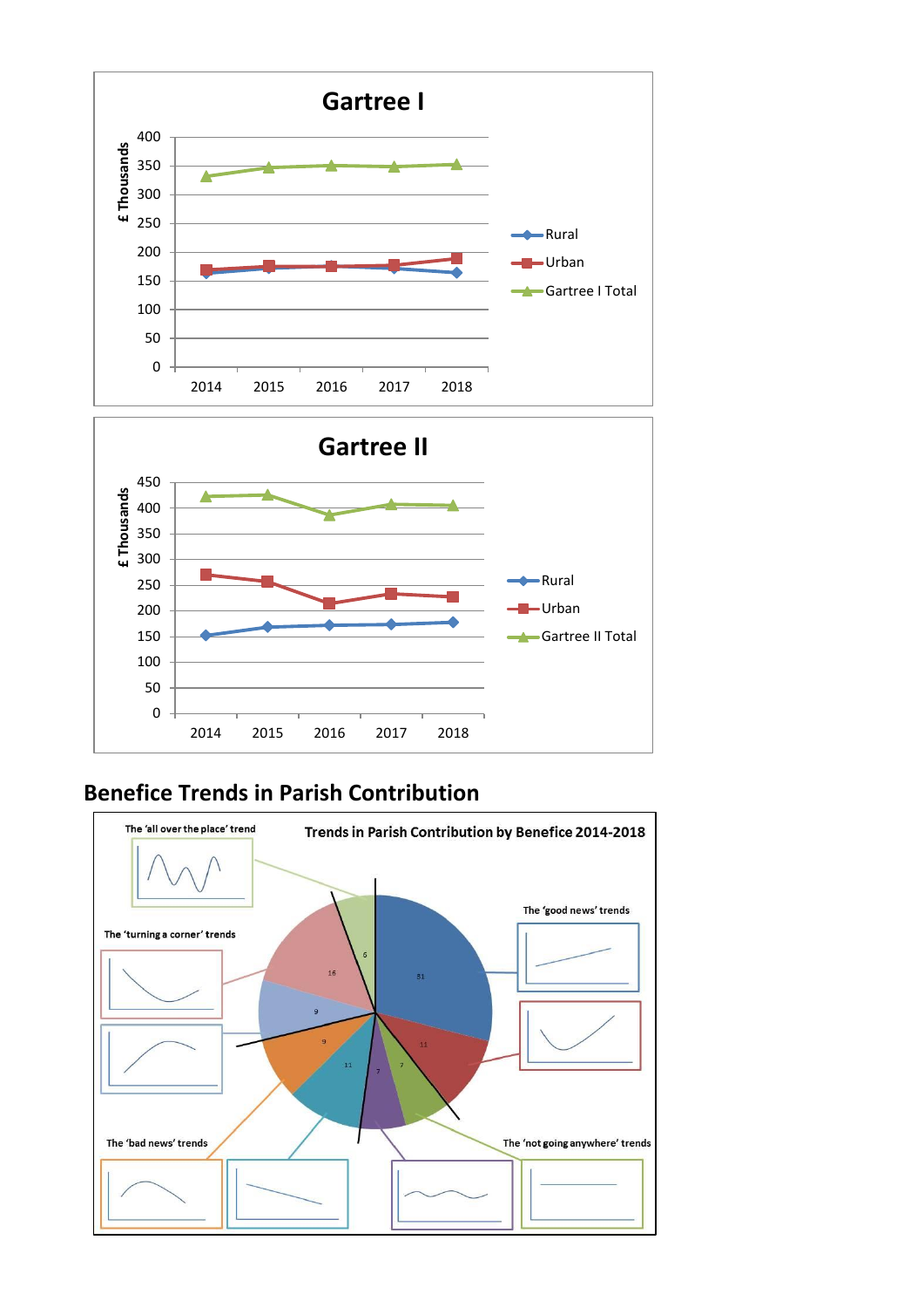**Gartree I**

£ Thousands

400, 350, 300, 250, 200, 150, 100, 50, 0

2014, 2015, 2016, 2017, 2018

Rural, Urban, Gartree I Total

**Gartree II**

£ Thousands

450, 400, 350, 300, 250, 200, 150, 100, 50, 0

2014, 2015, 2016, 2017, 2018

Rural, Urban, Gartree II Total

## Benefice Trends in Parish Contribution

**Trends in Parish Contribution by Benefice 2014-2018**

The 'all over the place' trend

The 'good news' trends

The 'turning a corner' trends

The 'bad news' trends

The 'not going anywhere' trends

31, 11, 7, 7, 11, 9, 9, 16, 6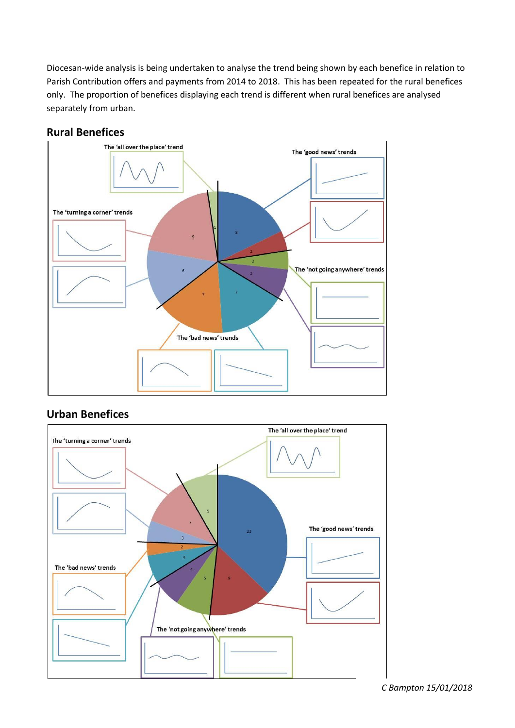Diocesan-wide analysis is being undertaken to analyse the trend being shown by each benefice in relation to Parish Contribution offers and payments from 2014 to 2018. This has been repeated for the rural benefices only. The proportion of benefices displaying each trend is different when rural benefices are analysed separately from urban.

## Rural Benefices

The 'all over the place' trend

The 'good news' trends

The 'turning a corner' trends

The 'not going anywhere' trends

The 'bad news' trends

1

8

2

2

3

7

7

6

9

## Urban Benefices

The 'all over the place' trend

The 'turning a corner' trends

The 'good news' trends

The 'bad news' trends

The 'not going anywhere' trends

5

23

9

5

4

4

2

3

7

*C Bampton 15/01/2018*